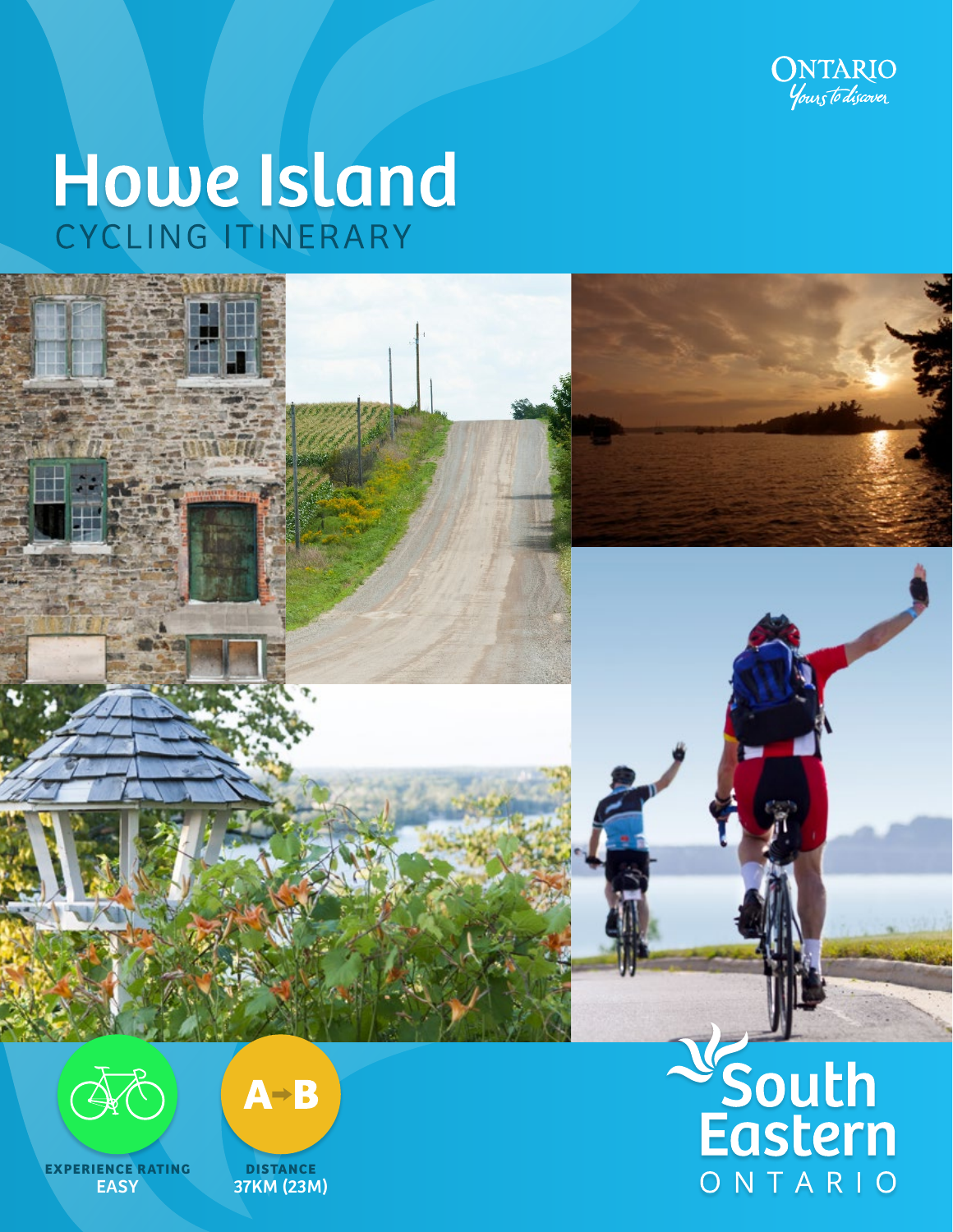ONTARIO
Yours to discover

# Howe Island

## CYCLING ITINERARY

**EXPERIENCE RATING**
**EASY**

**DISTANCE**
**37KM (23M)**

South Eastern
ONTARIO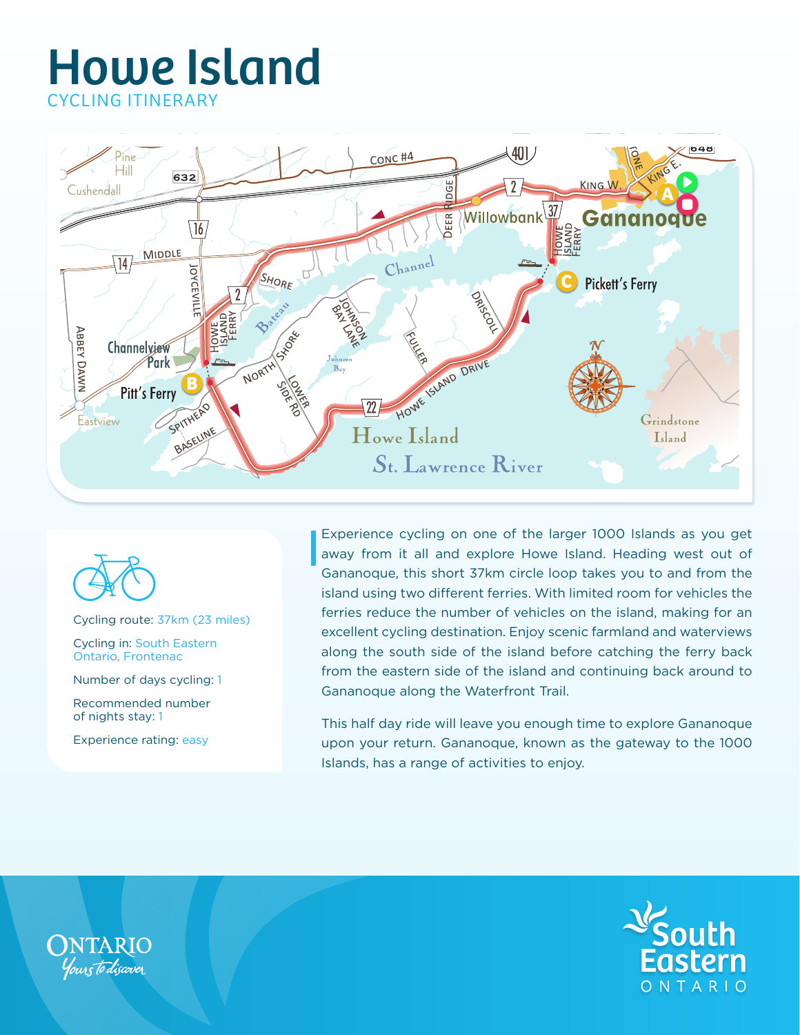# Howe Island

CYCLING ITINERARY

Cycling route: 37km (23 miles)

Cycling in: South Eastern Ontario, Frontenac

Number of days cycling: 1

Recommended number of nights stay: 1

Experience rating: easy

Experience cycling on one of the larger 1000 Islands as you get away from it all and explore Howe Island. Heading west out of Gananoque, this short 37km circle loop takes you to and from the island using two different ferries. With limited room for vehicles the ferries reduce the number of vehicles on the island, making for an excellent cycling destination. Enjoy scenic farmland and waterviews along the south side of the island before catching the ferry back from the eastern side of the island and continuing back around to Gananoque along the Waterfront Trail.

This half day ride will leave you enough time to explore Gananoque upon your return. Gananoque, known as the gateway to the 1000 Islands, has a range of activities to enjoy.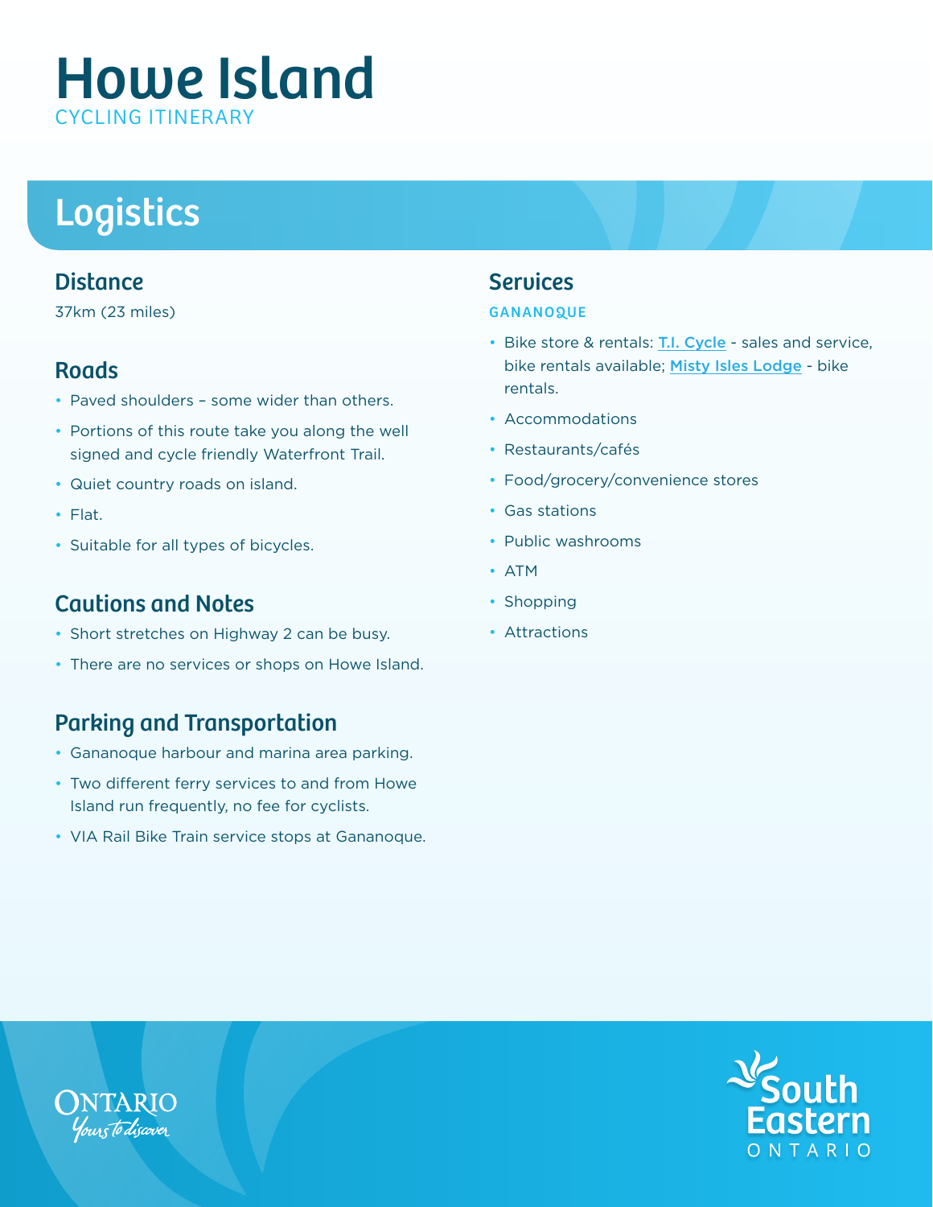# Howe Island

CYCLING ITINERARY

## Logistics

### Distance

37km (23 miles)

### Roads

- Paved shoulders – some wider than others.
- Portions of this route take you along the well signed and cycle friendly Waterfront Trail.
- Quiet country roads on island.
- Flat.
- Suitable for all types of bicycles.

### Cautions and Notes

- Short stretches on Highway 2 can be busy.
- There are no services or shops on Howe Island.

### Parking and Transportation

- Gananoque harbour and marina area parking.
- Two different ferry services to and from Howe Island run frequently, no fee for cyclists.
- VIA Rail Bike Train service stops at Gananoque.

### Services

**GANANOQUE**

- Bike store & rentals: T.I. Cycle - sales and service, bike rentals available; Misty Isles Lodge - bike rentals.
- Accommodations
- Restaurants/cafés
- Food/grocery/convenience stores
- Gas stations
- Public washrooms
- ATM
- Shopping
- Attractions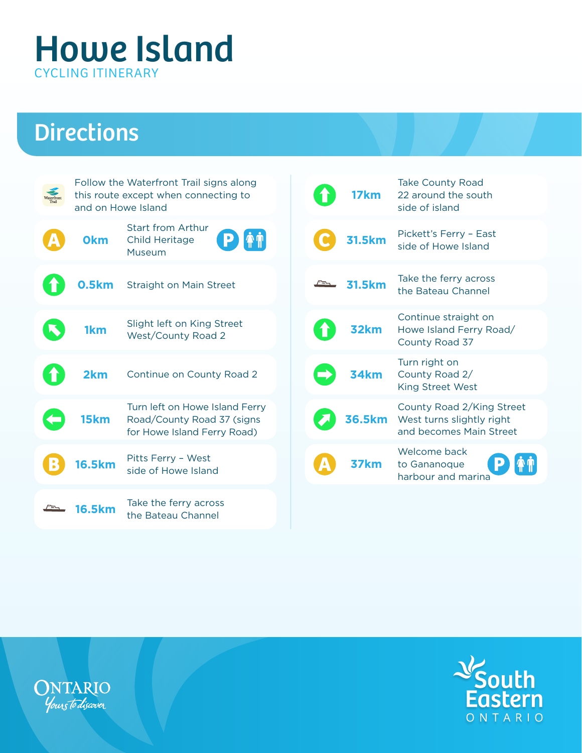# Howe Island

CYCLING ITINERARY

## Directions

Follow the Waterfront Trail signs along this route except when connecting to and on Howe Island

| Marker | Distance | Direction |
|---|---|---|
| A | 0km | Start from Arthur Child Heritage Museum (Parking, Washrooms) |
| Straight | 0.5km | Straight on Main Street |
| Slight left | 1km | Slight left on King Street West/County Road 2 |
| Straight | 2km | Continue on County Road 2 |
| Left | 15km | Turn left on Howe Island Ferry Road/County Road 37 (signs for Howe Island Ferry Road) |
| B | 16.5km | Pitts Ferry – West side of Howe Island |
| Ferry | 16.5km | Take the ferry across the Bateau Channel |
| Straight | 17km | Take County Road 22 around the south side of island |
| C | 31.5km | Pickett's Ferry – East side of Howe Island |
| Ferry | 31.5km | Take the ferry across the Bateau Channel |
| Straight | 32km | Continue straight on Howe Island Ferry Road/ County Road 37 |
| Right | 34km | Turn right on County Road 2/ King Street West |
| Slight right | 36.5km | County Road 2/King Street West turns slightly right and becomes Main Street |
| A | 37km | Welcome back to Gananoque harbour and marina (Parking, Washrooms) |

ONTARIO *Yours to discover*

South Eastern ONTARIO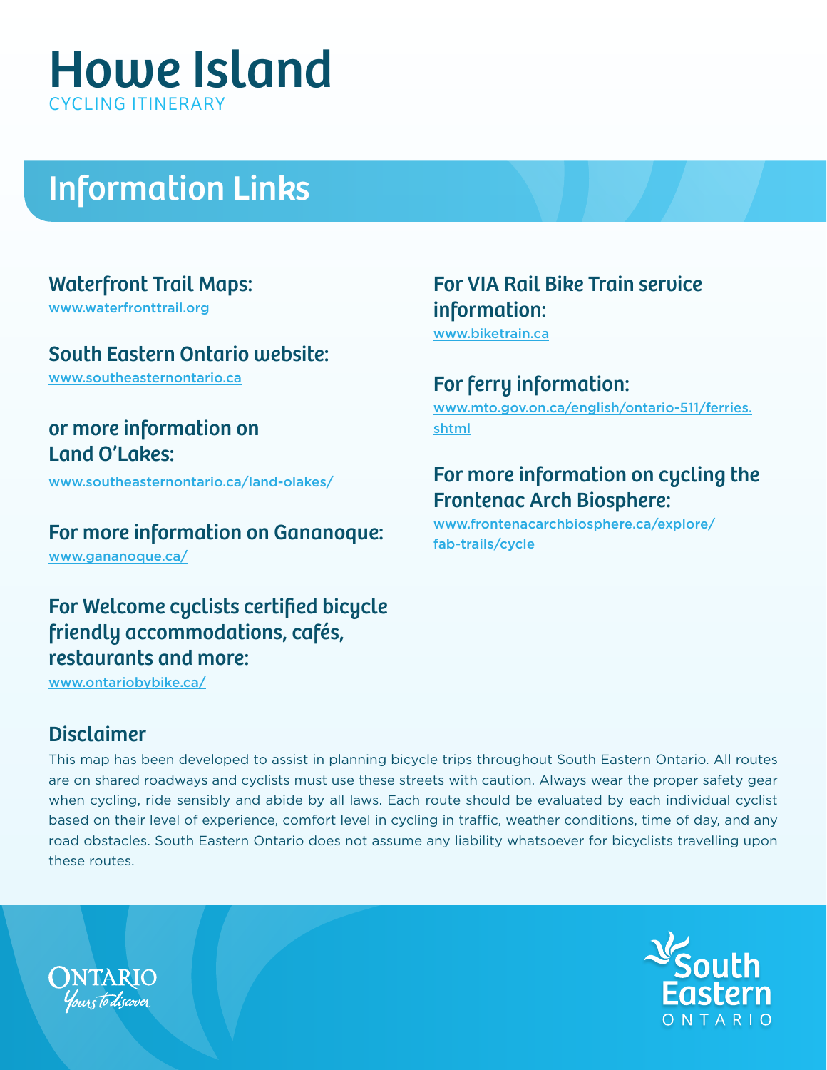# Howe Island

CYCLING ITINERARY

## Information Links

### Waterfront Trail Maps:

www.waterfronttrail.org

### South Eastern Ontario website:

www.southeasternontario.ca

### or more information on Land O'Lakes:

www.southeasternontario.ca/land-olakes/

### For more information on Gananoque:

www.gananoque.ca/

### For Welcome cyclists certified bicycle friendly accommodations, cafés, restaurants and more:

www.ontariobybike.ca/

### For VIA Rail Bike Train service information:

www.biketrain.ca

### For ferry information:

www.mto.gov.on.ca/english/ontario-511/ferries.shtml

### For more information on cycling the Frontenac Arch Biosphere:

www.frontenacarchbiosphere.ca/explore/fab-trails/cycle

### Disclaimer

This map has been developed to assist in planning bicycle trips throughout South Eastern Ontario. All routes are on shared roadways and cyclists must use these streets with caution. Always wear the proper safety gear when cycling, ride sensibly and abide by all laws. Each route should be evaluated by each individual cyclist based on their level of experience, comfort level in cycling in traffic, weather conditions, time of day, and any road obstacles. South Eastern Ontario does not assume any liability whatsoever for bicyclists travelling upon these routes.

ONTARIO
Yours to discover

South Eastern
ONTARIO